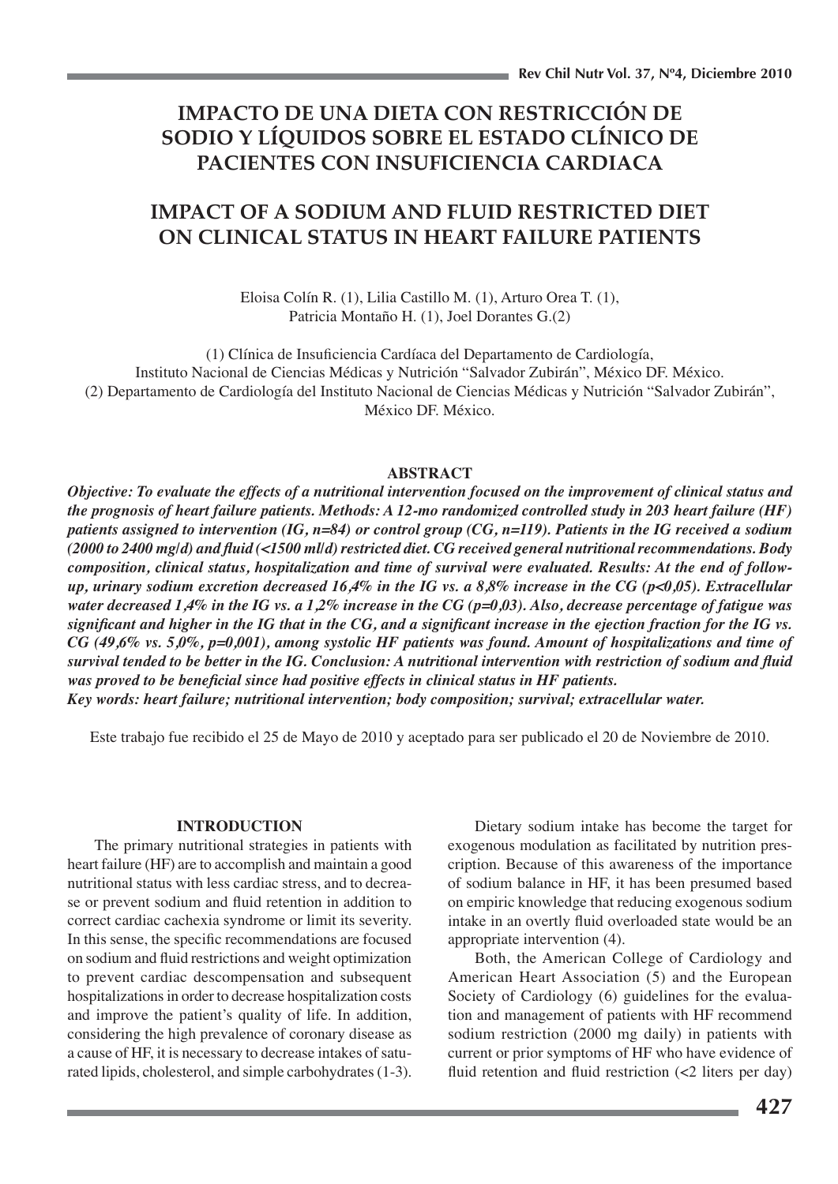# IMPACTO DE UNA DIETA CON RESTRICCIÓN DE SODIO Y LÍQUIDOS SOBRE EL ESTADO CLÍNICO DE PACIENTES CON INSUFICIENCIA CARDIACA

# IMPACT OF A SODIUM AND FLUID RESTRICTED DIET ON CLINICAL STATUS IN HEART FAILURE PATIENTS

Eloisa Colín R. (1), Lilia Castillo M. (1), Arturo Orea T. (1), Patricia Montaño H. (1), Joel Dorantes G.(2)

(1) Clínica de Insuficiencia Cardíaca del Departamento de Cardiología, Instituto Nacional de Ciencias Médicas y Nutrición "Salvador Zubirán", México DF. México.
(2) Departamento de Cardiología del Instituto Nacional de Ciencias Médicas y Nutrición "Salvador Zubirán", México DF. México.

## ABSTRACT

***Objective: To evaluate the effects of a nutritional intervention focused on the improvement of clinical status and the prognosis of heart failure patients. Methods: A 12-mo randomized controlled study in 203 heart failure (HF) patients assigned to intervention (IG, n=84) or control group (CG, n=119). Patients in the IG received a sodium (2000 to 2400 mg/d) and fluid (<1500 ml/d) restricted diet. CG received general nutritional recommendations. Body composition, clinical status, hospitalization and time of survival were evaluated. Results: At the end of follow-up, urinary sodium excretion decreased 16,4% in the IG vs. a 8,8% increase in the CG (p<0,05). Extracellular water decreased 1,4% in the IG vs. a 1,2% increase in the CG (p=0,03). Also, decrease percentage of fatigue was significant and higher in the IG that in the CG, and a significant increase in the ejection fraction for the IG vs. CG (49,6% vs. 5,0%, p=0,001), among systolic HF patients was found. Amount of hospitalizations and time of survival tended to be better in the IG. Conclusion: A nutritional intervention with restriction of sodium and fluid was proved to be beneficial since had positive effects in clinical status in HF patients.***
***Key words: heart failure; nutritional intervention; body composition; survival; extracellular water.***

Este trabajo fue recibido el 25 de Mayo de 2010 y aceptado para ser publicado el 20 de Noviembre de 2010.

## INTRODUCTION

The primary nutritional strategies in patients with heart failure (HF) are to accomplish and maintain a good nutritional status with less cardiac stress, and to decrease or prevent sodium and fluid retention in addition to correct cardiac cachexia syndrome or limit its severity. In this sense, the specific recommendations are focused on sodium and fluid restrictions and weight optimization to prevent cardiac descompensation and subsequent hospitalizations in order to decrease hospitalization costs and improve the patient's quality of life. In addition, considering the high prevalence of coronary disease as a cause of HF, it is necessary to decrease intakes of saturated lipids, cholesterol, and simple carbohydrates (1-3).

Dietary sodium intake has become the target for exogenous modulation as facilitated by nutrition prescription. Because of this awareness of the importance of sodium balance in HF, it has been presumed based on empiric knowledge that reducing exogenous sodium intake in an overtly fluid overloaded state would be an appropriate intervention (4).

Both, the American College of Cardiology and American Heart Association (5) and the European Society of Cardiology (6) guidelines for the evaluation and management of patients with HF recommend sodium restriction (2000 mg daily) in patients with current or prior symptoms of HF who have evidence of fluid retention and fluid restriction (<2 liters per day)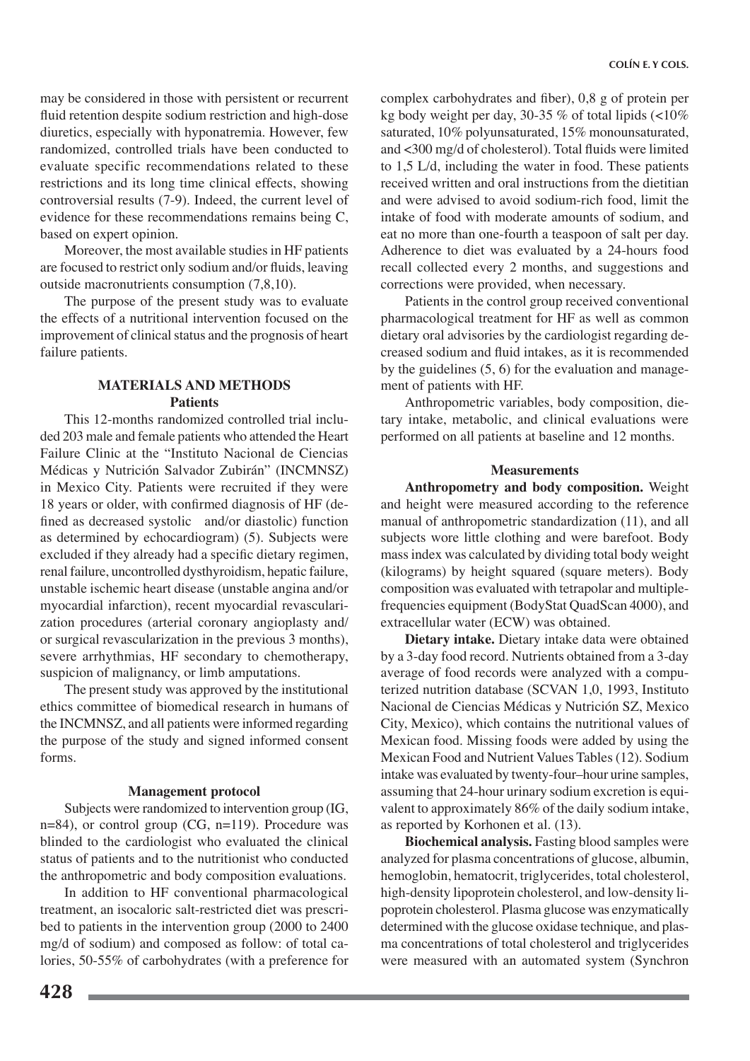may be considered in those with persistent or recurrent fluid retention despite sodium restriction and high-dose diuretics, especially with hyponatremia. However, few randomized, controlled trials have been conducted to evaluate specific recommendations related to these restrictions and its long time clinical effects, showing controversial results (7-9). Indeed, the current level of evidence for these recommendations remains being C, based on expert opinion.

Moreover, the most available studies in HF patients are focused to restrict only sodium and/or fluids, leaving outside macronutrients consumption (7,8,10).

The purpose of the present study was to evaluate the effects of a nutritional intervention focused on the improvement of clinical status and the prognosis of heart failure patients.

## MATERIALS AND METHODS

### Patients

This 12-months randomized controlled trial included 203 male and female patients who attended the Heart Failure Clinic at the "Instituto Nacional de Ciencias Médicas y Nutrición Salvador Zubirán" (INCMNSZ) in Mexico City. Patients were recruited if they were 18 years or older, with confirmed diagnosis of HF (defined as decreased systolic and/or diastolic) function as determined by echocardiogram) (5). Subjects were excluded if they already had a specific dietary regimen, renal failure, uncontrolled dysthyroidism, hepatic failure, unstable ischemic heart disease (unstable angina and/or myocardial infarction), recent myocardial revascularization procedures (arterial coronary angioplasty and/or surgical revascularization in the previous 3 months), severe arrhythmias, HF secondary to chemotherapy, suspicion of malignancy, or limb amputations.

The present study was approved by the institutional ethics committee of biomedical research in humans of the INCMNSZ, and all patients were informed regarding the purpose of the study and signed informed consent forms.

### Management protocol

Subjects were randomized to intervention group (IG, n=84), or control group (CG, n=119). Procedure was blinded to the cardiologist who evaluated the clinical status of patients and to the nutritionist who conducted the anthropometric and body composition evaluations.

In addition to HF conventional pharmacological treatment, an isocaloric salt-restricted diet was prescribed to patients in the intervention group (2000 to 2400 mg/d of sodium) and composed as follow: of total calories, 50-55% of carbohydrates (with a preference for complex carbohydrates and fiber), 0,8 g of protein per kg body weight per day, 30-35 % of total lipids (<10% saturated, 10% polyunsaturated, 15% monounsaturated, and <300 mg/d of cholesterol). Total fluids were limited to 1,5 L/d, including the water in food. These patients received written and oral instructions from the dietitian and were advised to avoid sodium-rich food, limit the intake of food with moderate amounts of sodium, and eat no more than one-fourth a teaspoon of salt per day. Adherence to diet was evaluated by a 24-hours food recall collected every 2 months, and suggestions and corrections were provided, when necessary.

Patients in the control group received conventional pharmacological treatment for HF as well as common dietary oral advisories by the cardiologist regarding decreased sodium and fluid intakes, as it is recommended by the guidelines (5, 6) for the evaluation and management of patients with HF.

Anthropometric variables, body composition, dietary intake, metabolic, and clinical evaluations were performed on all patients at baseline and 12 months.

### Measurements

**Anthropometry and body composition.** Weight and height were measured according to the reference manual of anthropometric standardization (11), and all subjects wore little clothing and were barefoot. Body mass index was calculated by dividing total body weight (kilograms) by height squared (square meters). Body composition was evaluated with tetrapolar and multiple-frequencies equipment (BodyStat QuadScan 4000), and extracellular water (ECW) was obtained.

**Dietary intake.** Dietary intake data were obtained by a 3-day food record. Nutrients obtained from a 3-day average of food records were analyzed with a computerized nutrition database (SCVAN 1,0, 1993, Instituto Nacional de Ciencias Médicas y Nutrición SZ, Mexico City, Mexico), which contains the nutritional values of Mexican food. Missing foods were added by using the Mexican Food and Nutrient Values Tables (12). Sodium intake was evaluated by twenty-four–hour urine samples, assuming that 24-hour urinary sodium excretion is equivalent to approximately 86% of the daily sodium intake, as reported by Korhonen et al. (13).

**Biochemical analysis.** Fasting blood samples were analyzed for plasma concentrations of glucose, albumin, hemoglobin, hematocrit, triglycerides, total cholesterol, high-density lipoprotein cholesterol, and low-density lipoprotein cholesterol. Plasma glucose was enzymatically determined with the glucose oxidase technique, and plasma concentrations of total cholesterol and triglycerides were measured with an automated system (Synchron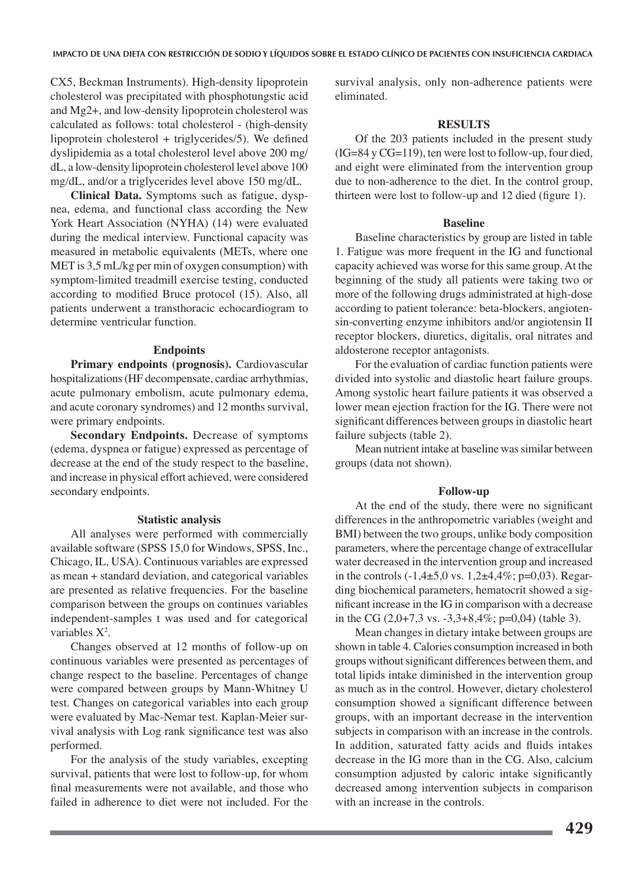CX5, Beckman Instruments). High-density lipoprotein cholesterol was precipitated with phosphotungstic acid and Mg2+, and low-density lipoprotein cholesterol was calculated as follows: total cholesterol - (high-density lipoprotein cholesterol + triglycerides/5). We defined dyslipidemia as a total cholesterol level above 200 mg/dL, a low-density lipoprotein cholesterol level above 100 mg/dL, and/or a triglycerides level above 150 mg/dL.

**Clinical Data.** Symptoms such as fatigue, dyspnea, edema, and functional class according the New York Heart Association (NYHA) (14) were evaluated during the medical interview. Functional capacity was measured in metabolic equivalents (METs, where one MET is 3,5 mL/kg per min of oxygen consumption) with symptom-limited treadmill exercise testing, conducted according to modified Bruce protocol (15). Also, all patients underwent a transthoracic echocardiogram to determine ventricular function.

### Endpoints

**Primary endpoints (prognosis).** Cardiovascular hospitalizations (HF decompensate, cardiac arrhythmias, acute pulmonary embolism, acute pulmonary edema, and acute coronary syndromes) and 12 months survival, were primary endpoints.

**Secondary Endpoints.** Decrease of symptoms (edema, dyspnea or fatigue) expressed as percentage of decrease at the end of the study respect to the baseline, and increase in physical effort achieved, were considered secondary endpoints.

### Statistic analysis

All analyses were performed with commercially available software (SPSS 15,0 for Windows, SPSS, Inc., Chicago, IL, USA). Continuous variables are expressed as mean + standard deviation, and categorical variables are presented as relative frequencies. For the baseline comparison between the groups on continues variables independent-samples t was used and for categorical variables $X^2$.

Changes observed at 12 months of follow-up on continuous variables were presented as percentages of change respect to the baseline. Percentages of change were compared between groups by Mann-Whitney U test. Changes on categorical variables into each group were evaluated by Mac-Nemar test. Kaplan-Meier survival analysis with Log rank significance test was also performed.

For the analysis of the study variables, excepting survival, patients that were lost to follow-up, for whom final measurements were not available, and those who failed in adherence to diet were not included. For the survival analysis, only non-adherence patients were eliminated.

## RESULTS

Of the 203 patients included in the present study (IG=84 y CG=119), ten were lost to follow-up, four died, and eight were eliminated from the intervention group due to non-adherence to the diet. In the control group, thirteen were lost to follow-up and 12 died (figure 1).

### Baseline

Baseline characteristics by group are listed in table 1. Fatigue was more frequent in the IG and functional capacity achieved was worse for this same group. At the beginning of the study all patients were taking two or more of the following drugs administrated at high-dose according to patient tolerance: beta-blockers, angiotensin-converting enzyme inhibitors and/or angiotensin II receptor blockers, diuretics, digitalis, oral nitrates and aldosterone receptor antagonists.

For the evaluation of cardiac function patients were divided into systolic and diastolic heart failure groups. Among systolic heart failure patients it was observed a lower mean ejection fraction for the IG. There were not significant differences between groups in diastolic heart failure subjects (table 2).

Mean nutrient intake at baseline was similar between groups (data not shown).

### Follow-up

At the end of the study, there were no significant differences in the anthropometric variables (weight and BMI) between the two groups, unlike body composition parameters, where the percentage change of extracellular water decreased in the intervention group and increased in the controls (-1,4±5,0 vs. 1,2±4,4%; p=0,03). Regarding biochemical parameters, hematocrit showed a significant increase in the IG in comparison with a decrease in the CG (2,0+7,3 vs. -3,3+8,4%; p=0,04) (table 3).

Mean changes in dietary intake between groups are shown in table 4. Calories consumption increased in both groups without significant differences between them, and total lipids intake diminished in the intervention group as much as in the control. However, dietary cholesterol consumption showed a significant difference between groups, with an important decrease in the intervention subjects in comparison with an increase in the controls. In addition, saturated fatty acids and fluids intakes decrease in the IG more than in the CG. Also, calcium consumption adjusted by caloric intake significantly decreased among intervention subjects in comparison with an increase in the controls.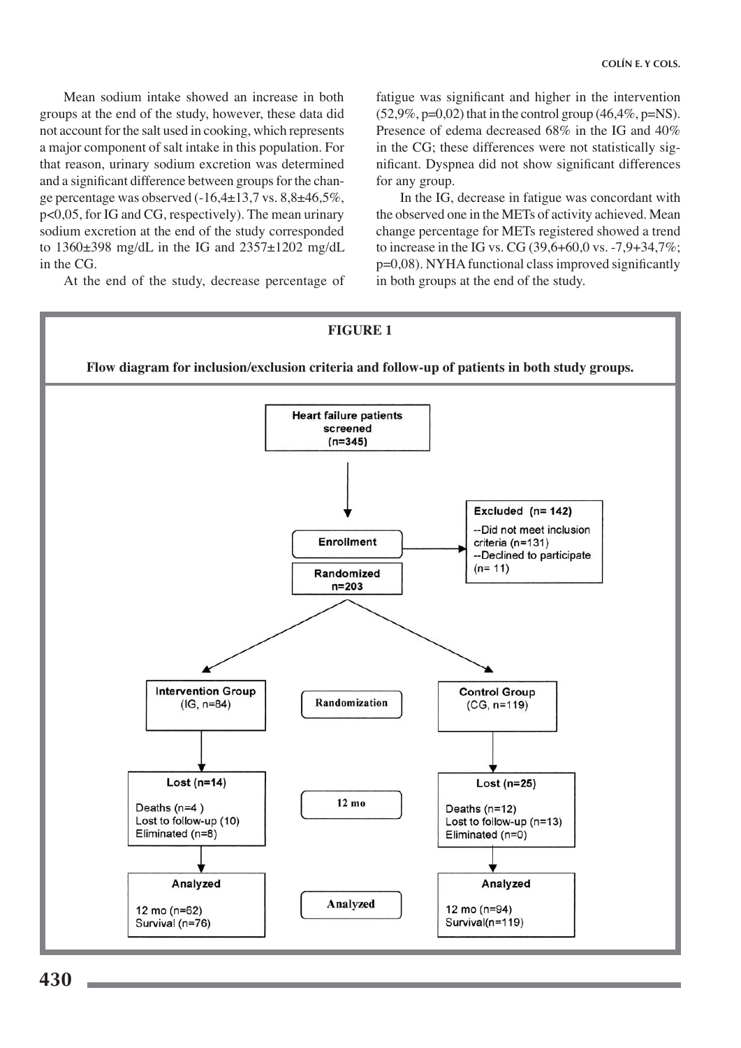Mean sodium intake showed an increase in both groups at the end of the study, however, these data did not account for the salt used in cooking, which represents a major component of salt intake in this population. For that reason, urinary sodium excretion was determined and a significant difference between groups for the change percentage was observed (-16,4±13,7 vs. 8,8±46,5%, p<0,05, for IG and CG, respectively). The mean urinary sodium excretion at the end of the study corresponded to 1360±398 mg/dL in the IG and 2357±1202 mg/dL in the CG.

At the end of the study, decrease percentage of fatigue was significant and higher in the intervention (52,9%, p=0,02) that in the control group (46,4%, p=NS). Presence of edema decreased 68% in the IG and 40% in the CG; these differences were not statistically significant. Dyspnea did not show significant differences for any group.

In the IG, decrease in fatigue was concordant with the observed one in the METs of activity achieved. Mean change percentage for METs registered showed a trend to increase in the IG vs. CG (39,6+60,0 vs. -7,9+34,7%; p=0,08). NYHA functional class improved significantly in both groups at the end of the study.

**FIGURE 1**

**Flow diagram for inclusion/exclusion criteria and follow-up of patients in both study groups.**

Heart failure patients screened (n=345)

Enrollment

Excluded (n= 142)
--Did not meet inclusion criteria (n=131)
--Declined to participate (n= 11)

Randomized n=203

Randomization

| Intervention Group (IG, n=84) | | Control Group (CG, n=119) |
|---|---|---|
| **Lost (n=14)** Deaths (n=4) Lost to follow-up (10) Eliminated (n=8) | 12 mo | **Lost (n=25)** Deaths (n=12) Lost to follow-up (n=13) Eliminated (n=0) |
| **Analyzed** 12 mo (n=62) Survival (n=76) | Analyzed | **Analyzed** 12 mo (n=94) Survival(n=119) |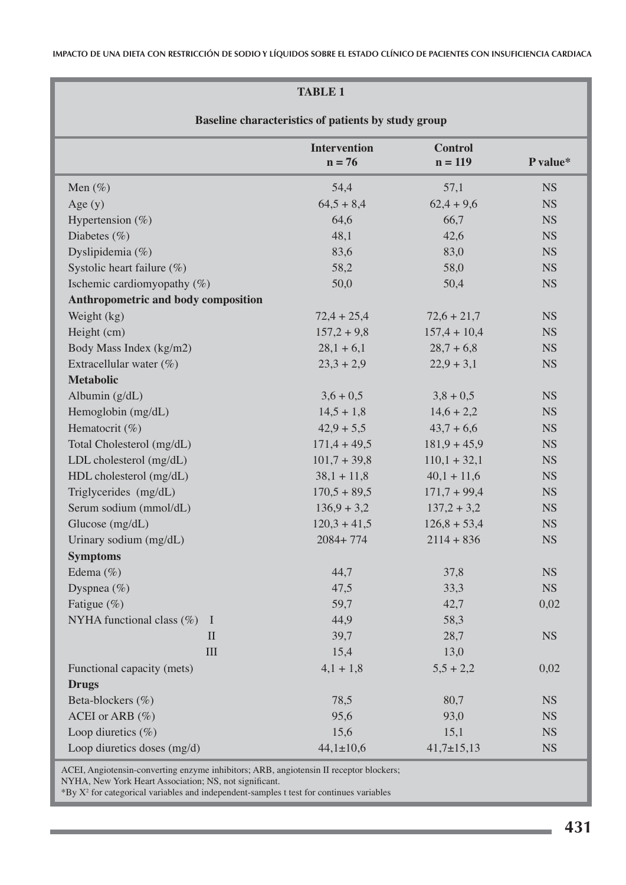**TABLE 1**

**Baseline characteristics of patients by study group**

| | Intervention n = 76 | Control n = 119 | P value* |
|---|---|---|---|
| Men (%) | 54,4 | 57,1 | NS |
| Age (y) | 64,5 + 8,4 | 62,4 + 9,6 | NS |
| Hypertension (%) | 64,6 | 66,7 | NS |
| Diabetes (%) | 48,1 | 42,6 | NS |
| Dyslipidemia (%) | 83,6 | 83,0 | NS |
| Systolic heart failure (%) | 58,2 | 58,0 | NS |
| Ischemic cardiomyopathy (%) | 50,0 | 50,4 | NS |
| **Anthropometric and body composition** | | | |
| Weight (kg) | 72,4 + 25,4 | 72,6 + 21,7 | NS |
| Height (cm) | 157,2 + 9,8 | 157,4 + 10,4 | NS |
| Body Mass Index (kg/m2) | 28,1 + 6,1 | 28,7 + 6,8 | NS |
| Extracellular water (%) | 23,3 + 2,9 | 22,9 + 3,1 | NS |
| **Metabolic** | | | |
| Albumin (g/dL) | 3,6 + 0,5 | 3,8 + 0,5 | NS |
| Hemoglobin (mg/dL) | 14,5 + 1,8 | 14,6 + 2,2 | NS |
| Hematocrit (%) | 42,9 + 5,5 | 43,7 + 6,6 | NS |
| Total Cholesterol (mg/dL) | 171,4 + 49,5 | 181,9 + 45,9 | NS |
| LDL cholesterol (mg/dL) | 101,7 + 39,8 | 110,1 + 32,1 | NS |
| HDL cholesterol (mg/dL) | 38,1 + 11,8 | 40,1 + 11,6 | NS |
| Triglycerides (mg/dL) | 170,5 + 89,5 | 171,7 + 99,4 | NS |
| Serum sodium (mmol/dL) | 136,9 + 3,2 | 137,2 + 3,2 | NS |
| Glucose (mg/dL) | 120,3 + 41,5 | 126,8 + 53,4 | NS |
| Urinary sodium (mg/dL) | 2084+ 774 | 2114 + 836 | NS |
| **Symptoms** | | | |
| Edema (%) | 44,7 | 37,8 | NS |
| Dyspnea (%) | 47,5 | 33,3 | NS |
| Fatigue (%) | 59,7 | 42,7 | 0,02 |
| NYHA functional class (%) I | 44,9 | 58,3 | |
| II | 39,7 | 28,7 | NS |
| III | 15,4 | 13,0 | |
| Functional capacity (mets) | 4,1 + 1,8 | 5,5 + 2,2 | 0,02 |
| **Drugs** | | | |
| Beta-blockers (%) | 78,5 | 80,7 | NS |
| ACEI or ARB (%) | 95,6 | 93,0 | NS |
| Loop diuretics (%) | 15,6 | 15,1 | NS |
| Loop diuretics doses (mg/d) | 44,1±10,6 | 41,7±15,13 | NS |

ACEI, Angiotensin-converting enzyme inhibitors; ARB, angiotensin II receptor blockers;
NYHA, New York Heart Association; NS, not significant.
*By $X^2$ for categorical variables and independent-samples t test for continues variables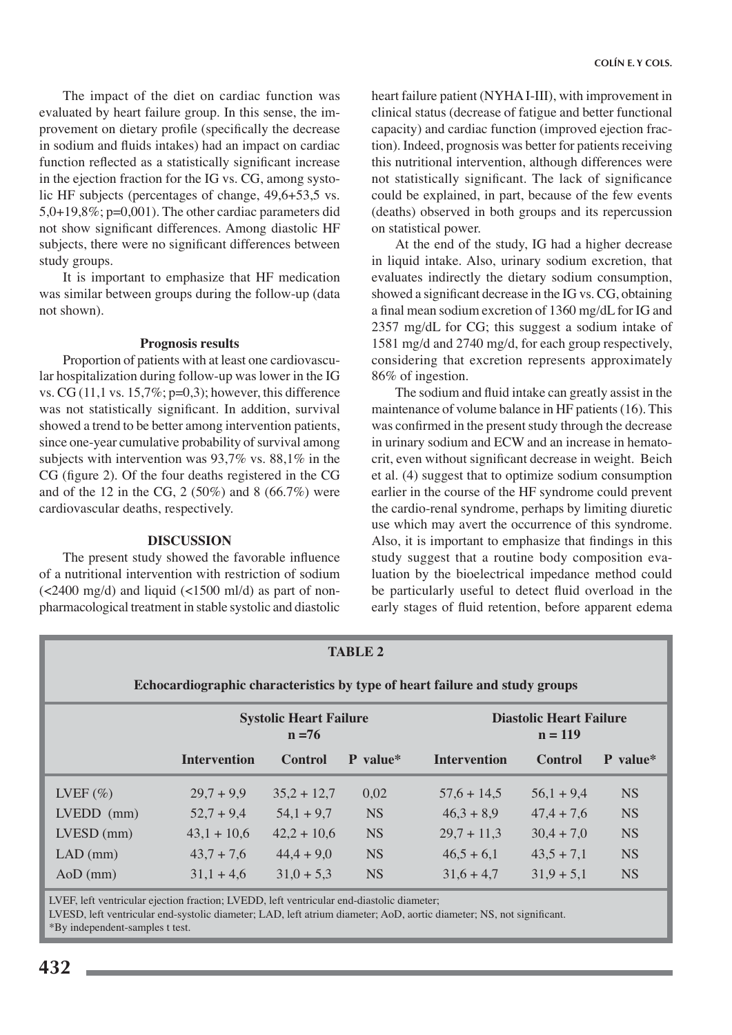The impact of the diet on cardiac function was evaluated by heart failure group. In this sense, the improvement on dietary profile (specifically the decrease in sodium and fluids intakes) had an impact on cardiac function reflected as a statistically significant increase in the ejection fraction for the IG vs. CG, among systolic HF subjects (percentages of change, 49,6+53,5 vs. 5,0+19,8%; p=0,001). The other cardiac parameters did not show significant differences. Among diastolic HF subjects, there were no significant differences between study groups.

It is important to emphasize that HF medication was similar between groups during the follow-up (data not shown).

### Prognosis results

Proportion of patients with at least one cardiovascular hospitalization during follow-up was lower in the IG vs. CG (11,1 vs. 15,7%; p=0,3); however, this difference was not statistically significant. In addition, survival showed a trend to be better among intervention patients, since one-year cumulative probability of survival among subjects with intervention was 93,7% vs. 88,1% in the CG (figure 2). Of the four deaths registered in the CG and of the 12 in the CG, 2 (50%) and 8 (66.7%) were cardiovascular deaths, respectively.

## DISCUSSION

The present study showed the favorable influence of a nutritional intervention with restriction of sodium (<2400 mg/d) and liquid (<1500 ml/d) as part of non-pharmacological treatment in stable systolic and diastolic heart failure patient (NYHA I-III), with improvement in clinical status (decrease of fatigue and better functional capacity) and cardiac function (improved ejection fraction). Indeed, prognosis was better for patients receiving this nutritional intervention, although differences were not statistically significant. The lack of significance could be explained, in part, because of the few events (deaths) observed in both groups and its repercussion on statistical power.

At the end of the study, IG had a higher decrease in liquid intake. Also, urinary sodium excretion, that evaluates indirectly the dietary sodium consumption, showed a significant decrease in the IG vs. CG, obtaining a final mean sodium excretion of 1360 mg/dL for IG and 2357 mg/dL for CG; this suggest a sodium intake of 1581 mg/d and 2740 mg/d, for each group respectively, considering that excretion represents approximately 86% of ingestion.

The sodium and fluid intake can greatly assist in the maintenance of volume balance in HF patients (16). This was confirmed in the present study through the decrease in urinary sodium and ECW and an increase in hematocrit, even without significant decrease in weight. Beich et al. (4) suggest that to optimize sodium consumption earlier in the course of the HF syndrome could prevent the cardio-renal syndrome, perhaps by limiting diuretic use which may avert the occurrence of this syndrome. Also, it is important to emphasize that findings in this study suggest that a routine body composition evaluation by the bioelectrical impedance method could be particularly useful to detect fluid overload in the early stages of fluid retention, before apparent edema

**TABLE 2**

**Echocardiographic characteristics by type of heart failure and study groups**

| | Systolic Heart Failure n =76 | | | Diastolic Heart Failure n = 119 | | |
|---|---|---|---|---|---|---|
| | Intervention | Control | P value* | Intervention | Control | P value* |
| LVEF (%) | 29,7 + 9,9 | 35,2 + 12,7 | 0,02 | 57,6 + 14,5 | 56,1 + 9,4 | NS |
| LVEDD (mm) | 52,7 + 9,4 | 54,1 + 9,7 | NS | 46,3 + 8,9 | 47,4 + 7,6 | NS |
| LVESD (mm) | 43,1 + 10,6 | 42,2 + 10,6 | NS | 29,7 + 11,3 | 30,4 + 7,0 | NS |
| LAD (mm) | 43,7 + 7,6 | 44,4 + 9,0 | NS | 46,5 + 6,1 | 43,5 + 7,1 | NS |
| AoD (mm) | 31,1 + 4,6 | 31,0 + 5,3 | NS | 31,6 + 4,7 | 31,9 + 5,1 | NS |

LVEF, left ventricular ejection fraction; LVEDD, left ventricular end-diastolic diameter;
LVESD, left ventricular end-systolic diameter; LAD, left atrium diameter; AoD, aortic diameter; NS, not significant.
*By independent-samples t test.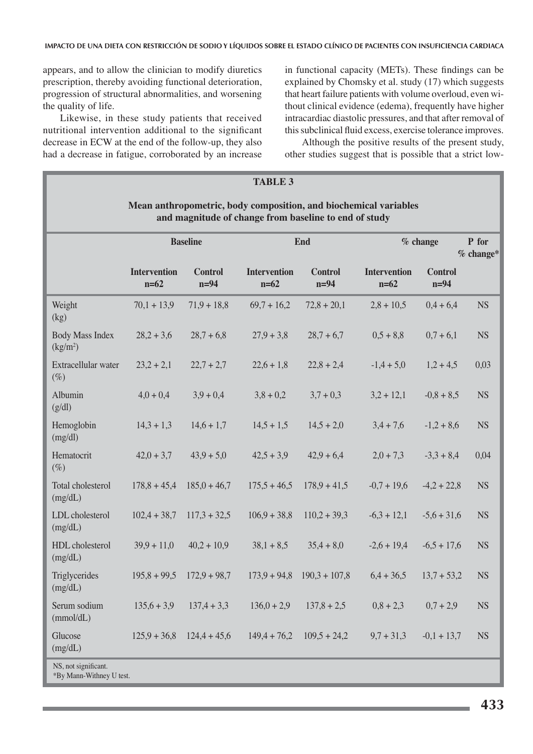appears, and to allow the clinician to modify diuretics prescription, thereby avoiding functional deterioration, progression of structural abnormalities, and worsening the quality of life.

Likewise, in these study patients that received nutritional intervention additional to the significant decrease in ECW at the end of the follow-up, they also had a decrease in fatigue, corroborated by an increase in functional capacity (METs). These findings can be explained by Chomsky et al. study (17) which suggests that heart failure patients with volume overloud, even without clinical evidence (edema), frequently have higher intracardiac diastolic pressures, and that after removal of this subclinical fluid excess, exercise tolerance improves.

Although the positive results of the present study, other studies suggest that is possible that a strict low-

**TABLE 3**

**Mean anthropometric, body composition, and biochemical variables and magnitude of change from baseline to end of study**

| | Baseline | | End | | % change | | P for % change* |
|---|---|---|---|---|---|---|---|
| | Intervention n=62 | Control n=94 | Intervention n=62 | Control n=94 | Intervention n=62 | Control n=94 | |
| Weight (kg) | 70,1 + 13,9 | 71,9 + 18,8 | 69,7 + 16,2 | 72,8 + 20,1 | 2,8 + 10,5 | 0,4 + 6,4 | NS |
| Body Mass Index (kg/m²) | 28,2 + 3,6 | 28,7 + 6,8 | 27,9 + 3,8 | 28,7 + 6,7 | 0,5 + 8,8 | 0,7 + 6,1 | NS |
| Extracellular water (%) | 23,2 + 2,1 | 22,7 + 2,7 | 22,6 + 1,8 | 22,8 + 2,4 | -1,4 + 5,0 | 1,2 + 4,5 | 0,03 |
| Albumin (g/dl) | 4,0 + 0,4 | 3,9 + 0,4 | 3,8 + 0,2 | 3,7 + 0,3 | 3,2 + 12,1 | -0,8 + 8,5 | NS |
| Hemoglobin (mg/dl) | 14,3 + 1,3 | 14,6 + 1,7 | 14,5 + 1,5 | 14,5 + 2,0 | 3,4 + 7,6 | -1,2 + 8,6 | NS |
| Hematocrit (%) | 42,0 + 3,7 | 43,9 + 5,0 | 42,5 + 3,9 | 42,9 + 6,4 | 2,0 + 7,3 | -3,3 + 8,4 | 0,04 |
| Total cholesterol (mg/dL) | 178,8 + 45,4 | 185,0 + 46,7 | 175,5 + 46,5 | 178,9 + 41,5 | -0,7 + 19,6 | -4,2 + 22,8 | NS |
| LDL cholesterol (mg/dL) | 102,4 + 38,7 | 117,3 + 32,5 | 106,9 + 38,8 | 110,2 + 39,3 | -6,3 + 12,1 | -5,6 + 31,6 | NS |
| HDL cholesterol (mg/dL) | 39,9 + 11,0 | 40,2 + 10,9 | 38,1 + 8,5 | 35,4 + 8,0 | -2,6 + 19,4 | -6,5 + 17,6 | NS |
| Triglycerides (mg/dL) | 195,8 + 99,5 | 172,9 + 98,7 | 173,9 + 94,8 | 190,3 + 107,8 | 6,4 + 36,5 | 13,7 + 53,2 | NS |
| Serum sodium (mmol/dL) | 135,6 + 3,9 | 137,4 + 3,3 | 136,0 + 2,9 | 137,8 + 2,5 | 0,8 + 2,3 | 0,7 + 2,9 | NS |
| Glucose (mg/dL) | 125,9 + 36,8 | 124,4 + 45,6 | 149,4 + 76,2 | 109,5 + 24,2 | 9,7 + 31,3 | -0,1 + 13,7 | NS |

NS, not significant.
*By Mann-Withney U test.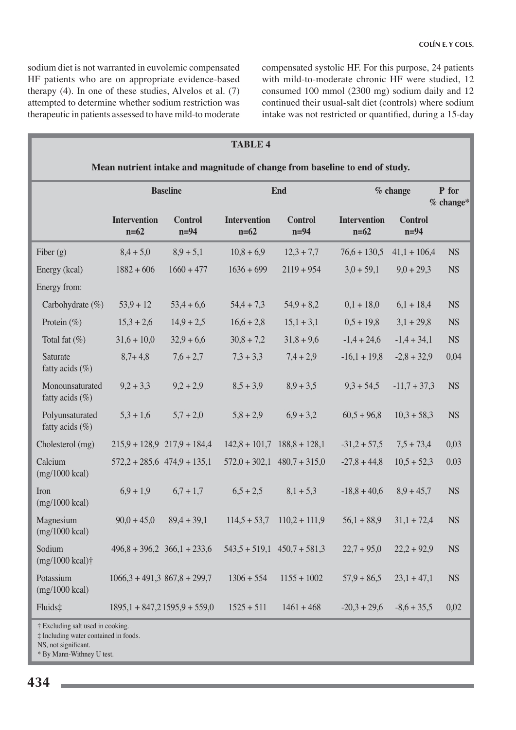sodium diet is not warranted in euvolemic compensated HF patients who are on appropriate evidence-based therapy (4). In one of these studies, Alvelos et al. (7) attempted to determine whether sodium restriction was therapeutic in patients assessed to have mild-to moderate compensated systolic HF. For this purpose, 24 patients with mild-to-moderate chronic HF were studied, 12 consumed 100 mmol (2300 mg) sodium daily and 12 continued their usual-salt diet (controls) where sodium intake was not restricted or quantified, during a 15-day

**TABLE 4**

**Mean nutrient intake and magnitude of change from baseline to end of study.**

| | Baseline | | End | | % change | | P for % change* |
|---|---|---|---|---|---|---|---|
| | Intervention n=62 | Control n=94 | Intervention n=62 | Control n=94 | Intervention n=62 | Control n=94 | |
| Fiber (g) | 8,4 + 5,0 | 8,9 + 5,1 | 10,8 + 6,9 | 12,3 + 7,7 | 76,6 + 130,5 | 41,1 + 106,4 | NS |
| Energy (kcal) | 1882 + 606 | 1660 + 477 | 1636 + 699 | 2119 + 954 | 3,0 + 59,1 | 9,0 + 29,3 | NS |
| Energy from: | | | | | | | |
| Carbohydrate (%) | 53,9 + 12 | 53,4 + 6,6 | 54,4 + 7,3 | 54,9 + 8,2 | 0,1 + 18,0 | 6,1 + 18,4 | NS |
| Protein (%) | 15,3 + 2,6 | 14,9 + 2,5 | 16,6 + 2,8 | 15,1 + 3,1 | 0,5 + 19,8 | 3,1 + 29,8 | NS |
| Total fat (%) | 31,6 + 10,0 | 32,9 + 6,6 | 30,8 + 7,2 | 31,8 + 9,6 | -1,4 + 24,6 | -1,4 + 34,1 | NS |
| Saturate fatty acids (%) | 8,7+ 4,8 | 7,6 + 2,7 | 7,3 + 3,3 | 7,4 + 2,9 | -16,1 + 19,8 | -2,8 + 32,9 | 0,04 |
| Monounsaturated fatty acids (%) | 9,2 + 3,3 | 9,2 + 2,9 | 8,5 + 3,9 | 8,9 + 3,5 | 9,3 + 54,5 | -11,7 + 37,3 | NS |
| Polyunsaturated fatty acids (%) | 5,3 + 1,6 | 5,7 + 2,0 | 5,8 + 2,9 | 6,9 + 3,2 | 60,5 + 96,8 | 10,3 + 58,3 | NS |
| Cholesterol (mg) | 215,9 + 128,9 | 217,9 + 184,4 | 142,8 + 101,7 | 188,8 + 128,1 | -31,2 + 57,5 | 7,5 + 73,4 | 0,03 |
| Calcium (mg/1000 kcal) | 572,2 + 285,6 | 474,9 + 135,1 | 572,0 + 302,1 | 480,7 + 315,0 | -27,8 + 44,8 | 10,5 + 52,3 | 0,03 |
| Iron (mg/1000 kcal) | 6,9 + 1,9 | 6,7 + 1,7 | 6,5 + 2,5 | 8,1 + 5,3 | -18,8 + 40,6 | 8,9 + 45,7 | NS |
| Magnesium (mg/1000 kcal) | 90,0 + 45,0 | 89,4 + 39,1 | 114,5 + 53,7 | 110,2 + 111,9 | 56,1 + 88,9 | 31,1 + 72,4 | NS |
| Sodium (mg/1000 kcal)† | 496,8 + 396,2 | 366,1 + 233,6 | 543,5 + 519,1 | 450,7 + 581,3 | 22,7 + 95,0 | 22,2 + 92,9 | NS |
| Potassium (mg/1000 kcal) | 1066,3 + 491,3 | 867,8 + 299,7 | 1306 + 554 | 1155 + 1002 | 57,9 + 86,5 | 23,1 + 47,1 | NS |
| Fluids‡ | 1895,1 + 847,2 | 1595,9 + 559,0 | 1525 + 511 | 1461 + 468 | -20,3 + 29,6 | -8,6 + 35,5 | 0,02 |

† Excluding salt used in cooking.
‡ Including water contained in foods.
NS, not significant.
* By Mann-Withney U test.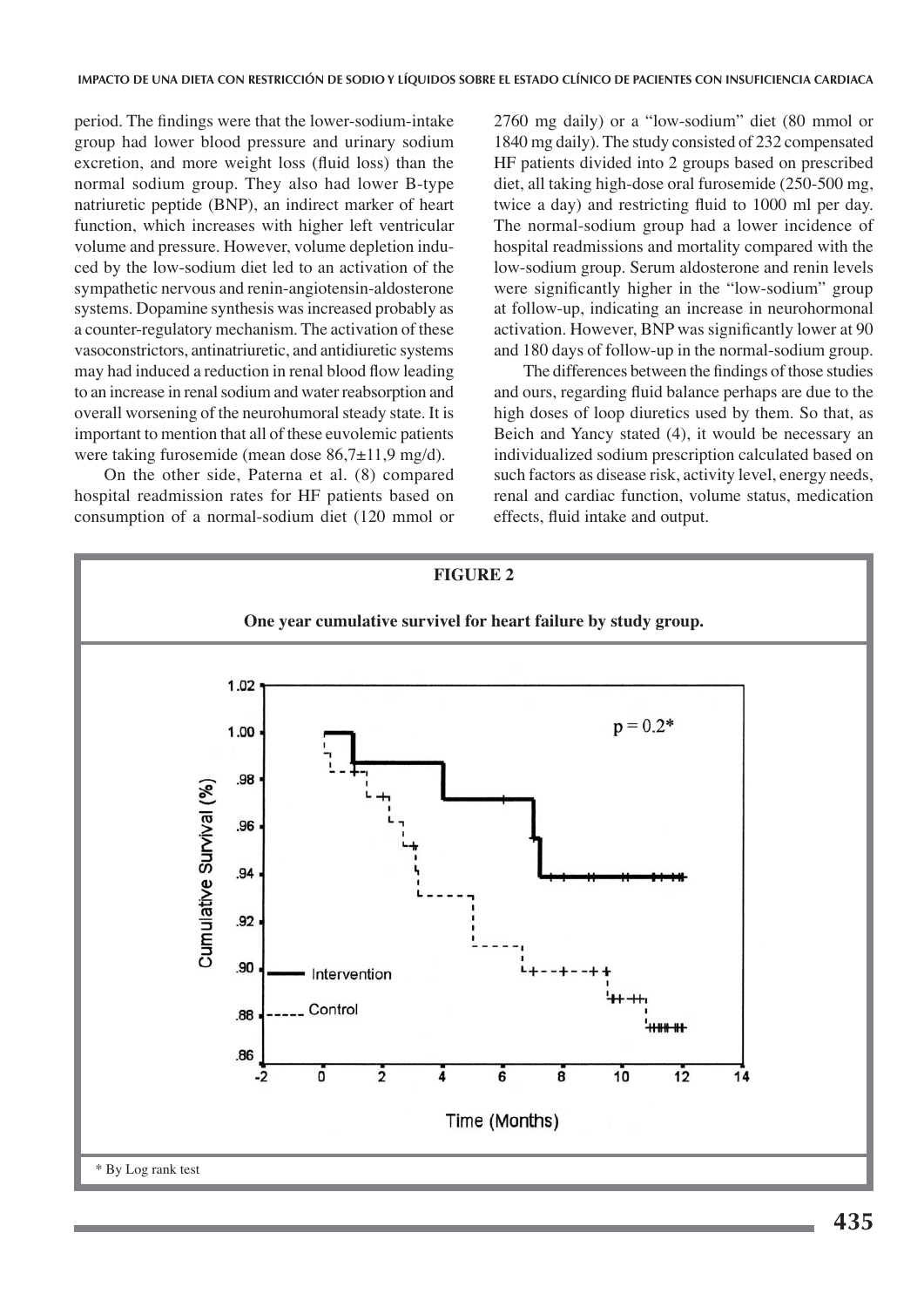period. The findings were that the lower-sodium-intake group had lower blood pressure and urinary sodium excretion, and more weight loss (fluid loss) than the normal sodium group. They also had lower B-type natriuretic peptide (BNP), an indirect marker of heart function, which increases with higher left ventricular volume and pressure. However, volume depletion induced by the low-sodium diet led to an activation of the sympathetic nervous and renin-angiotensin-aldosterone systems. Dopamine synthesis was increased probably as a counter-regulatory mechanism. The activation of these vasoconstrictors, antinatriuretic, and antidiuretic systems may had induced a reduction in renal blood flow leading to an increase in renal sodium and water reabsorption and overall worsening of the neurohumoral steady state. It is important to mention that all of these euvolemic patients were taking furosemide (mean dose 86,7±11,9 mg/d).

On the other side, Paterna et al. (8) compared hospital readmission rates for HF patients based on consumption of a normal-sodium diet (120 mmol or 2760 mg daily) or a "low-sodium" diet (80 mmol or 1840 mg daily). The study consisted of 232 compensated HF patients divided into 2 groups based on prescribed diet, all taking high-dose oral furosemide (250-500 mg, twice a day) and restricting fluid to 1000 ml per day. The normal-sodium group had a lower incidence of hospital readmissions and mortality compared with the low-sodium group. Serum aldosterone and renin levels were significantly higher in the "low-sodium" group at follow-up, indicating an increase in neurohormonal activation. However, BNP was significantly lower at 90 and 180 days of follow-up in the normal-sodium group.

The differences between the findings of those studies and ours, regarding fluid balance perhaps are due to the high doses of loop diuretics used by them. So that, as Beich and Yancy stated (4), it would be necessary an individualized sodium prescription calculated based on such factors as disease risk, activity level, energy needs, renal and cardiac function, volume status, medication effects, fluid intake and output.

**FIGURE 2**

**One year cumulative survivel for heart failure by study group.**

\* By Log rank test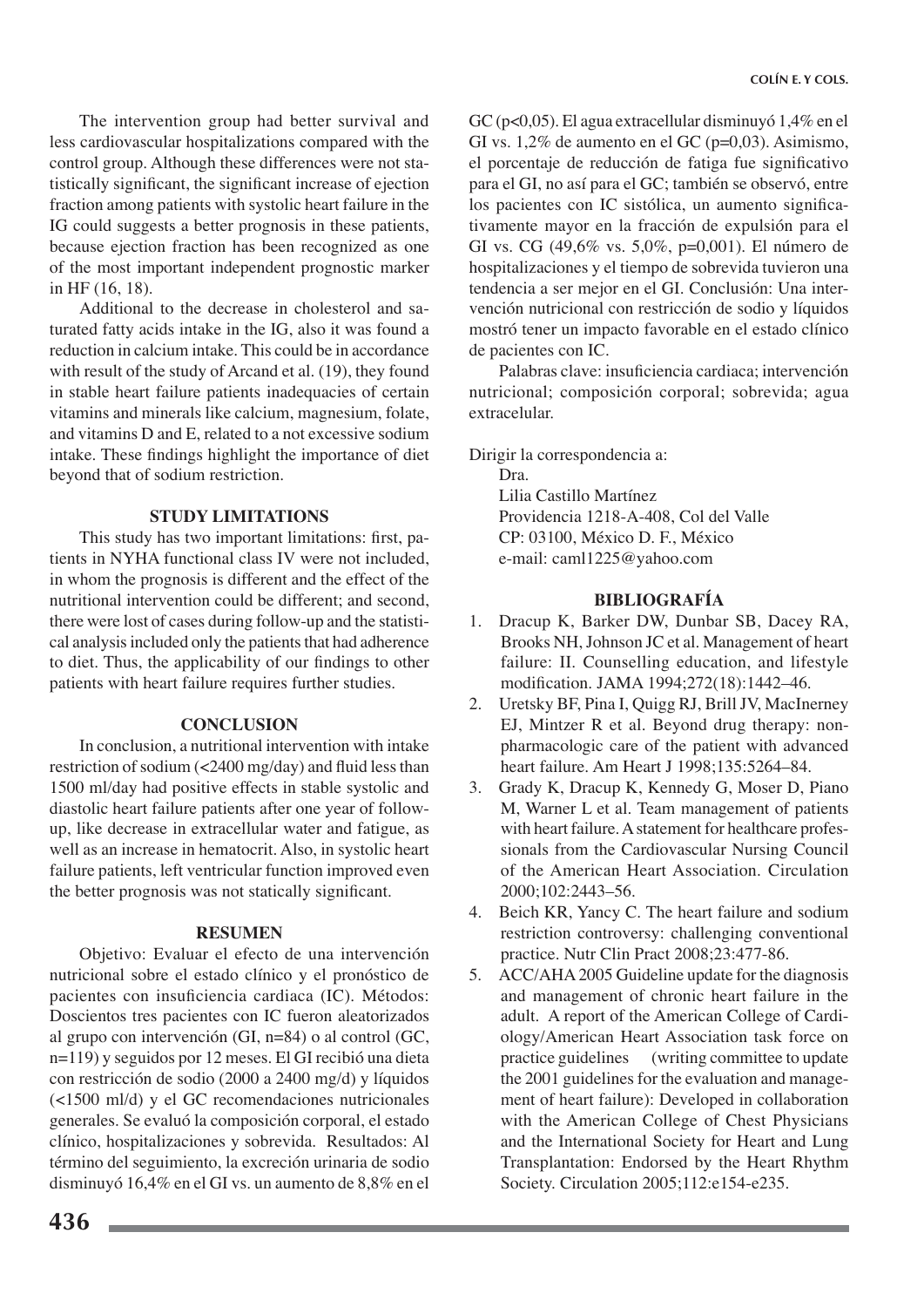The intervention group had better survival and less cardiovascular hospitalizations compared with the control group. Although these differences were not statistically significant, the significant increase of ejection fraction among patients with systolic heart failure in the IG could suggests a better prognosis in these patients, because ejection fraction has been recognized as one of the most important independent prognostic marker in HF (16, 18).

Additional to the decrease in cholesterol and saturated fatty acids intake in the IG, also it was found a reduction in calcium intake. This could be in accordance with result of the study of Arcand et al. (19), they found in stable heart failure patients inadequacies of certain vitamins and minerals like calcium, magnesium, folate, and vitamins D and E, related to a not excessive sodium intake. These findings highlight the importance of diet beyond that of sodium restriction.

## STUDY LIMITATIONS

This study has two important limitations: first, patients in NYHA functional class IV were not included, in whom the prognosis is different and the effect of the nutritional intervention could be different; and second, there were lost of cases during follow-up and the statistical analysis included only the patients that had adherence to diet. Thus, the applicability of our findings to other patients with heart failure requires further studies.

## CONCLUSION

In conclusion, a nutritional intervention with intake restriction of sodium (<2400 mg/day) and fluid less than 1500 ml/day had positive effects in stable systolic and diastolic heart failure patients after one year of follow-up, like decrease in extracellular water and fatigue, as well as an increase in hematocrit. Also, in systolic heart failure patients, left ventricular function improved even the better prognosis was not statically significant.

## RESUMEN

Objetivo: Evaluar el efecto de una intervención nutricional sobre el estado clínico y el pronóstico de pacientes con insuficiencia cardiaca (IC). Métodos: Doscientos tres pacientes con IC fueron aleatorizados al grupo con intervención (GI, n=84) o al control (GC, n=119) y seguidos por 12 meses. El GI recibió una dieta con restricción de sodio (2000 a 2400 mg/d) y líquidos (<1500 ml/d) y el GC recomendaciones nutricionales generales. Se evaluó la composición corporal, el estado clínico, hospitalizaciones y sobrevida. Resultados: Al término del seguimiento, la excreción urinaria de sodio disminuyó 16,4% en el GI vs. un aumento de 8,8% en el GC (p<0,05). El agua extracellular disminuyó 1,4% en el GI vs. 1,2% de aumento en el GC (p=0,03). Asimismo, el porcentaje de reducción de fatiga fue significativo para el GI, no así para el GC; también se observó, entre los pacientes con IC sistólica, un aumento significativamente mayor en la fracción de expulsión para el GI vs. CG (49,6% vs. 5,0%, p=0,001). El número de hospitalizaciones y el tiempo de sobrevida tuvieron una tendencia a ser mejor en el GI. Conclusión: Una intervención nutricional con restricción de sodio y líquidos mostró tener un impacto favorable en el estado clínico de pacientes con IC.

Palabras clave: insuficiencia cardiaca; intervención nutricional; composición corporal; sobrevida; agua extracelular.

Dirigir la correspondencia a:
Dra.
Lilia Castillo Martínez
Providencia 1218-A-408, Col del Valle
CP: 03100, México D. F., México
e-mail: caml1225@yahoo.com

## BIBLIOGRAFÍA

1. Dracup K, Barker DW, Dunbar SB, Dacey RA, Brooks NH, Johnson JC et al. Management of heart failure: II. Counselling education, and lifestyle modification. JAMA 1994;272(18):1442–46.
2. Uretsky BF, Pina I, Quigg RJ, Brill JV, MacInerney EJ, Mintzer R et al. Beyond drug therapy: non-pharmacologic care of the patient with advanced heart failure. Am Heart J 1998;135:5264–84.
3. Grady K, Dracup K, Kennedy G, Moser D, Piano M, Warner L et al. Team management of patients with heart failure. A statement for healthcare professionals from the Cardiovascular Nursing Council of the American Heart Association. Circulation 2000;102:2443–56.
4. Beich KR, Yancy C. The heart failure and sodium restriction controversy: challenging conventional practice. Nutr Clin Pract 2008;23:477-86.
5. ACC/AHA 2005 Guideline update for the diagnosis and management of chronic heart failure in the adult. A report of the American College of Cardiology/American Heart Association task force on practice guidelines (writing committee to update the 2001 guidelines for the evaluation and management of heart failure): Developed in collaboration with the American College of Chest Physicians and the International Society for Heart and Lung Transplantation: Endorsed by the Heart Rhythm Society. Circulation 2005;112:e154-e235.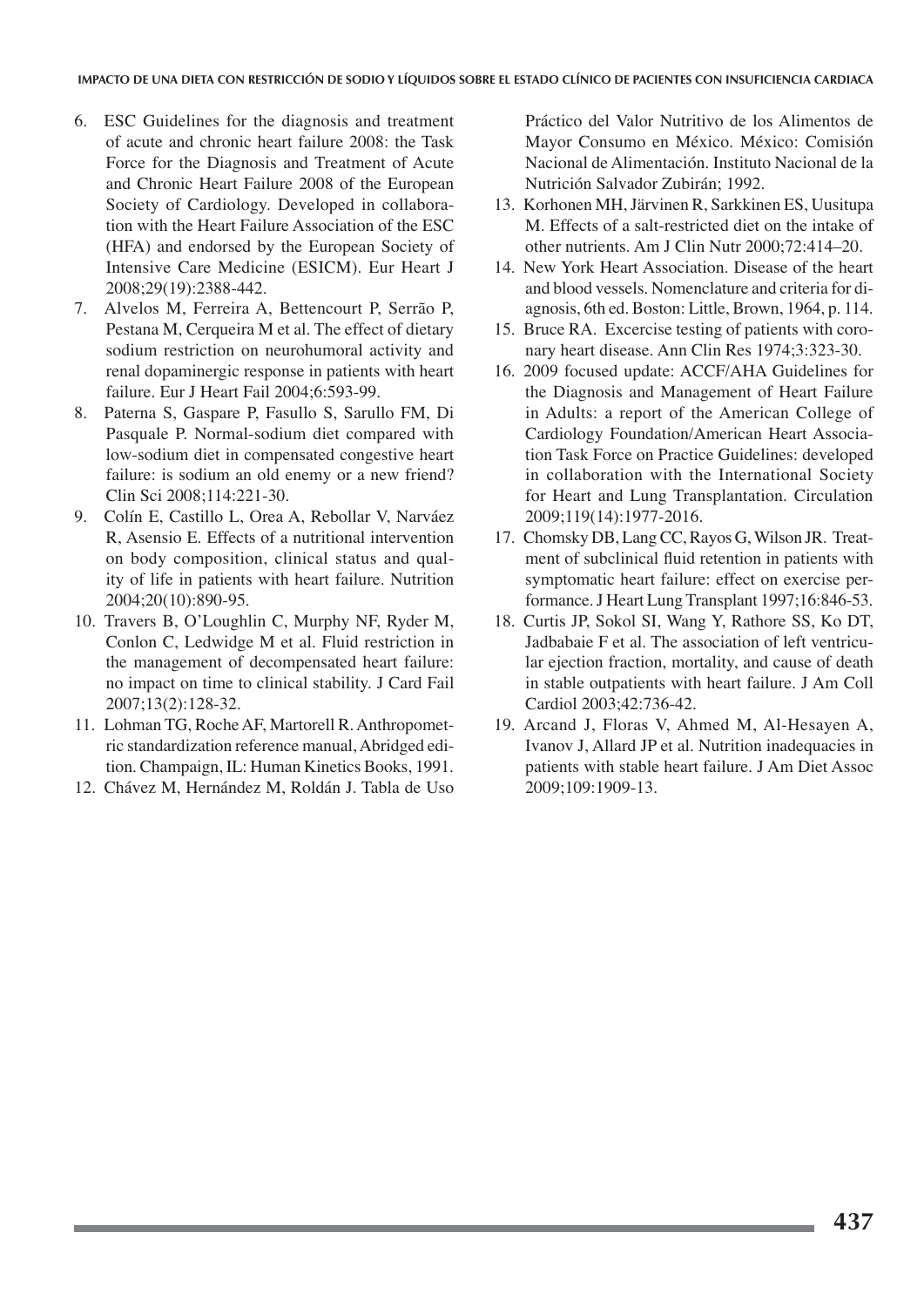6. ESC Guidelines for the diagnosis and treatment of acute and chronic heart failure 2008: the Task Force for the Diagnosis and Treatment of Acute and Chronic Heart Failure 2008 of the European Society of Cardiology. Developed in collaboration with the Heart Failure Association of the ESC (HFA) and endorsed by the European Society of Intensive Care Medicine (ESICM). Eur Heart J 2008;29(19):2388-442.
7. Alvelos M, Ferreira A, Bettencourt P, Serrão P, Pestana M, Cerqueira M et al. The effect of dietary sodium restriction on neurohumoral activity and renal dopaminergic response in patients with heart failure. Eur J Heart Fail 2004;6:593-99.
8. Paterna S, Gaspare P, Fasullo S, Sarullo FM, Di Pasquale P. Normal-sodium diet compared with low-sodium diet in compensated congestive heart failure: is sodium an old enemy or a new friend? Clin Sci 2008;114:221-30.
9. Colín E, Castillo L, Orea A, Rebollar V, Narváez R, Asensio E. Effects of a nutritional intervention on body composition, clinical status and quality of life in patients with heart failure. Nutrition 2004;20(10):890-95.
10. Travers B, O'Loughlin C, Murphy NF, Ryder M, Conlon C, Ledwidge M et al. Fluid restriction in the management of decompensated heart failure: no impact on time to clinical stability. J Card Fail 2007;13(2):128-32.
11. Lohman TG, Roche AF, Martorell R. Anthropometric standardization reference manual, Abridged edition. Champaign, IL: Human Kinetics Books, 1991.
12. Chávez M, Hernández M, Roldán J. Tabla de Uso Práctico del Valor Nutritivo de los Alimentos de Mayor Consumo en México. México: Comisión Nacional de Alimentación. Instituto Nacional de la Nutrición Salvador Zubirán; 1992.
13. Korhonen MH, Järvinen R, Sarkkinen ES, Uusitupa M. Effects of a salt-restricted diet on the intake of other nutrients. Am J Clin Nutr 2000;72:414–20.
14. New York Heart Association. Disease of the heart and blood vessels. Nomenclature and criteria for diagnosis, 6th ed. Boston: Little, Brown, 1964, p. 114.
15. Bruce RA. Excercise testing of patients with coronary heart disease. Ann Clin Res 1974;3:323-30.
16. 2009 focused update: ACCF/AHA Guidelines for the Diagnosis and Management of Heart Failure in Adults: a report of the American College of Cardiology Foundation/American Heart Association Task Force on Practice Guidelines: developed in collaboration with the International Society for Heart and Lung Transplantation. Circulation 2009;119(14):1977-2016.
17. Chomsky DB, Lang CC, Rayos G, Wilson JR. Treatment of subclinical fluid retention in patients with symptomatic heart failure: effect on exercise performance. J Heart Lung Transplant 1997;16:846-53.
18. Curtis JP, Sokol SI, Wang Y, Rathore SS, Ko DT, Jadbabaie F et al. The association of left ventricular ejection fraction, mortality, and cause of death in stable outpatients with heart failure. J Am Coll Cardiol 2003;42:736-42.
19. Arcand J, Floras V, Ahmed M, Al-Hesayen A, Ivanov J, Allard JP et al. Nutrition inadequacies in patients with stable heart failure. J Am Diet Assoc 2009;109:1909-13.